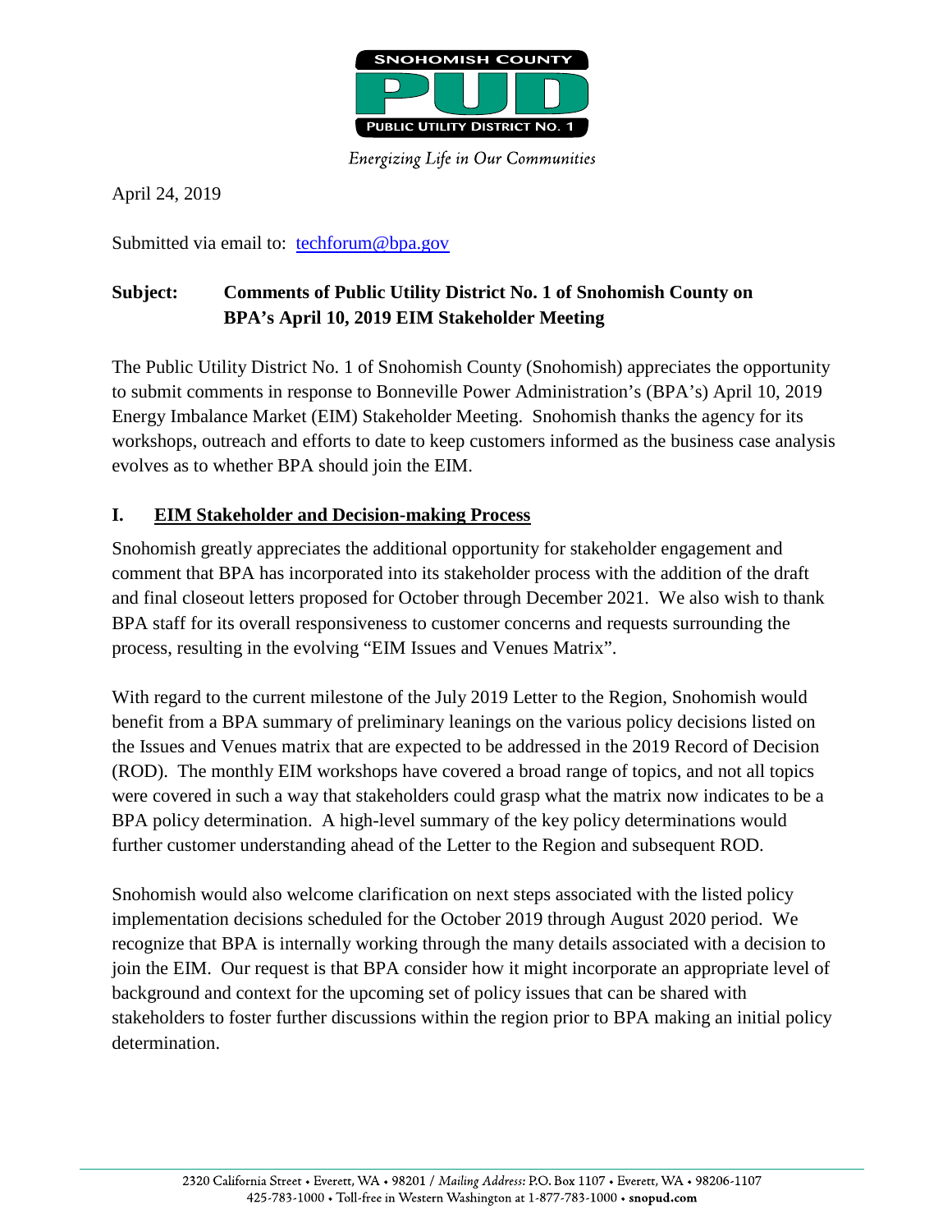April 24, 2019

Submitted via email to: techforum@bpa.gov

**Subject: Comments of Public Utility District No. 1 of Snohomish County on BPA's April 10, 2019 EIM Stakeholder Meeting**

The Public Utility District No. 1 of Snohomish County (Snohomish) appreciates the opportunity to submit comments in response to Bonneville Power Administration's (BPA's) April 10, 2019 Energy Imbalance Market (EIM) Stakeholder Meeting. Snohomish thanks the agency for its workshops, outreach and efforts to date to keep customers informed as the business case analysis evolves as to whether BPA should join the EIM.

## I. EIM Stakeholder and Decision-making Process

Snohomish greatly appreciates the additional opportunity for stakeholder engagement and comment that BPA has incorporated into its stakeholder process with the addition of the draft and final closeout letters proposed for October through December 2021. We also wish to thank BPA staff for its overall responsiveness to customer concerns and requests surrounding the process, resulting in the evolving "EIM Issues and Venues Matrix".

With regard to the current milestone of the July 2019 Letter to the Region, Snohomish would benefit from a BPA summary of preliminary leanings on the various policy decisions listed on the Issues and Venues matrix that are expected to be addressed in the 2019 Record of Decision (ROD). The monthly EIM workshops have covered a broad range of topics, and not all topics were covered in such a way that stakeholders could grasp what the matrix now indicates to be a BPA policy determination. A high-level summary of the key policy determinations would further customer understanding ahead of the Letter to the Region and subsequent ROD.

Snohomish would also welcome clarification on next steps associated with the listed policy implementation decisions scheduled for the October 2019 through August 2020 period. We recognize that BPA is internally working through the many details associated with a decision to join the EIM. Our request is that BPA consider how it might incorporate an appropriate level of background and context for the upcoming set of policy issues that can be shared with stakeholders to foster further discussions within the region prior to BPA making an initial policy determination.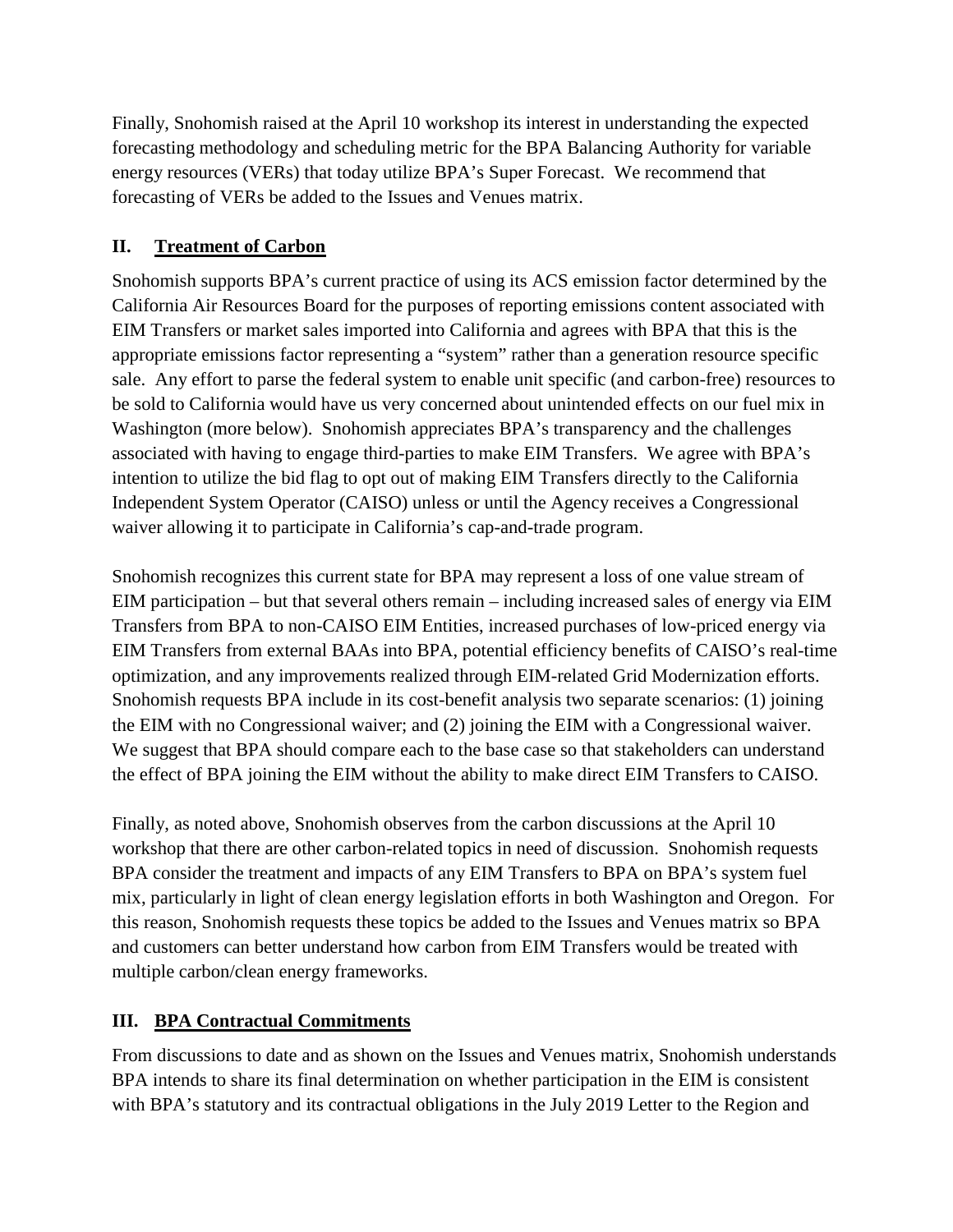Finally, Snohomish raised at the April 10 workshop its interest in understanding the expected forecasting methodology and scheduling metric for the BPA Balancing Authority for variable energy resources (VERs) that today utilize BPA's Super Forecast. We recommend that forecasting of VERs be added to the Issues and Venues matrix.

## II. Treatment of Carbon

Snohomish supports BPA's current practice of using its ACS emission factor determined by the California Air Resources Board for the purposes of reporting emissions content associated with EIM Transfers or market sales imported into California and agrees with BPA that this is the appropriate emissions factor representing a "system" rather than a generation resource specific sale. Any effort to parse the federal system to enable unit specific (and carbon-free) resources to be sold to California would have us very concerned about unintended effects on our fuel mix in Washington (more below). Snohomish appreciates BPA's transparency and the challenges associated with having to engage third-parties to make EIM Transfers. We agree with BPA's intention to utilize the bid flag to opt out of making EIM Transfers directly to the California Independent System Operator (CAISO) unless or until the Agency receives a Congressional waiver allowing it to participate in California's cap-and-trade program.

Snohomish recognizes this current state for BPA may represent a loss of one value stream of EIM participation – but that several others remain – including increased sales of energy via EIM Transfers from BPA to non-CAISO EIM Entities, increased purchases of low-priced energy via EIM Transfers from external BAAs into BPA, potential efficiency benefits of CAISO's real-time optimization, and any improvements realized through EIM-related Grid Modernization efforts. Snohomish requests BPA include in its cost-benefit analysis two separate scenarios: (1) joining the EIM with no Congressional waiver; and (2) joining the EIM with a Congressional waiver. We suggest that BPA should compare each to the base case so that stakeholders can understand the effect of BPA joining the EIM without the ability to make direct EIM Transfers to CAISO.

Finally, as noted above, Snohomish observes from the carbon discussions at the April 10 workshop that there are other carbon-related topics in need of discussion. Snohomish requests BPA consider the treatment and impacts of any EIM Transfers to BPA on BPA's system fuel mix, particularly in light of clean energy legislation efforts in both Washington and Oregon. For this reason, Snohomish requests these topics be added to the Issues and Venues matrix so BPA and customers can better understand how carbon from EIM Transfers would be treated with multiple carbon/clean energy frameworks.

## III. BPA Contractual Commitments

From discussions to date and as shown on the Issues and Venues matrix, Snohomish understands BPA intends to share its final determination on whether participation in the EIM is consistent with BPA's statutory and its contractual obligations in the July 2019 Letter to the Region and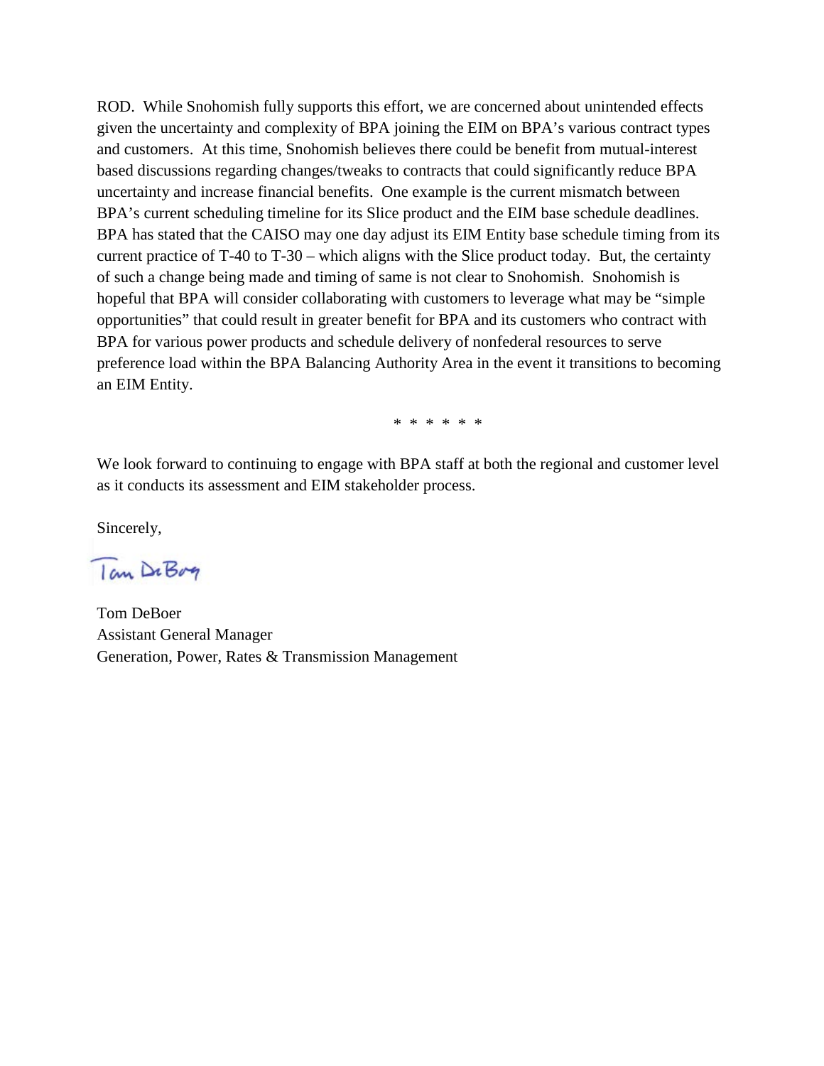ROD. While Snohomish fully supports this effort, we are concerned about unintended effects given the uncertainty and complexity of BPA joining the EIM on BPA's various contract types and customers. At this time, Snohomish believes there could be benefit from mutual-interest based discussions regarding changes/tweaks to contracts that could significantly reduce BPA uncertainty and increase financial benefits. One example is the current mismatch between BPA's current scheduling timeline for its Slice product and the EIM base schedule deadlines. BPA has stated that the CAISO may one day adjust its EIM Entity base schedule timing from its current practice of T-40 to T-30 – which aligns with the Slice product today. But, the certainty of such a change being made and timing of same is not clear to Snohomish. Snohomish is hopeful that BPA will consider collaborating with customers to leverage what may be "simple opportunities" that could result in greater benefit for BPA and its customers who contract with BPA for various power products and schedule delivery of nonfederal resources to serve preference load within the BPA Balancing Authority Area in the event it transitions to becoming an EIM Entity.

\* \* \* \* \* \*

We look forward to continuing to engage with BPA staff at both the regional and customer level as it conducts its assessment and EIM stakeholder process.

Sincerely,

Tom DeBoer

Tom DeBoer  
Assistant General Manager  
Generation, Power, Rates & Transmission Management